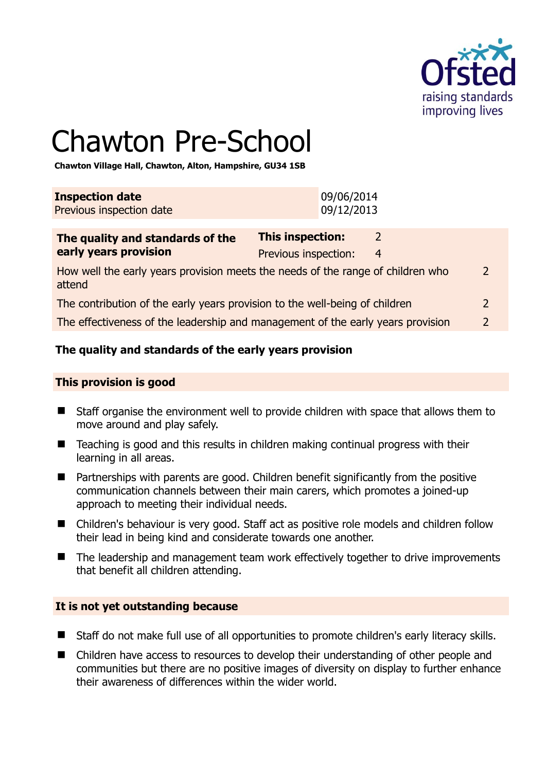# Chawton Pre-School

**Chawton Village Hall, Chawton, Alton, Hampshire, GU34 1SB**

| **Inspection date** | 09/06/2014 |
|---|---|
| Previous inspection date | 09/12/2013 |

| **The quality and standards of the early years provision** | **This inspection:** | 2 | |
|---|---|---|---|
| | Previous inspection: | 4 | |
| How well the early years provision meets the needs of the range of children who attend | | | 2 |
| The contribution of the early years provision to the well-being of children | | | 2 |
| The effectiveness of the leadership and management of the early years provision | | | 2 |

### The quality and standards of the early years provision

#### This provision is good

- Staff organise the environment well to provide children with space that allows them to move around and play safely.
- Teaching is good and this results in children making continual progress with their learning in all areas.
- Partnerships with parents are good. Children benefit significantly from the positive communication channels between their main carers, which promotes a joined-up approach to meeting their individual needs.
- Children's behaviour is very good. Staff act as positive role models and children follow their lead in being kind and considerate towards one another.
- The leadership and management team work effectively together to drive improvements that benefit all children attending.

#### It is not yet outstanding because

- Staff do not make full use of all opportunities to promote children's early literacy skills.
- Children have access to resources to develop their understanding of other people and communities but there are no positive images of diversity on display to further enhance their awareness of differences within the wider world.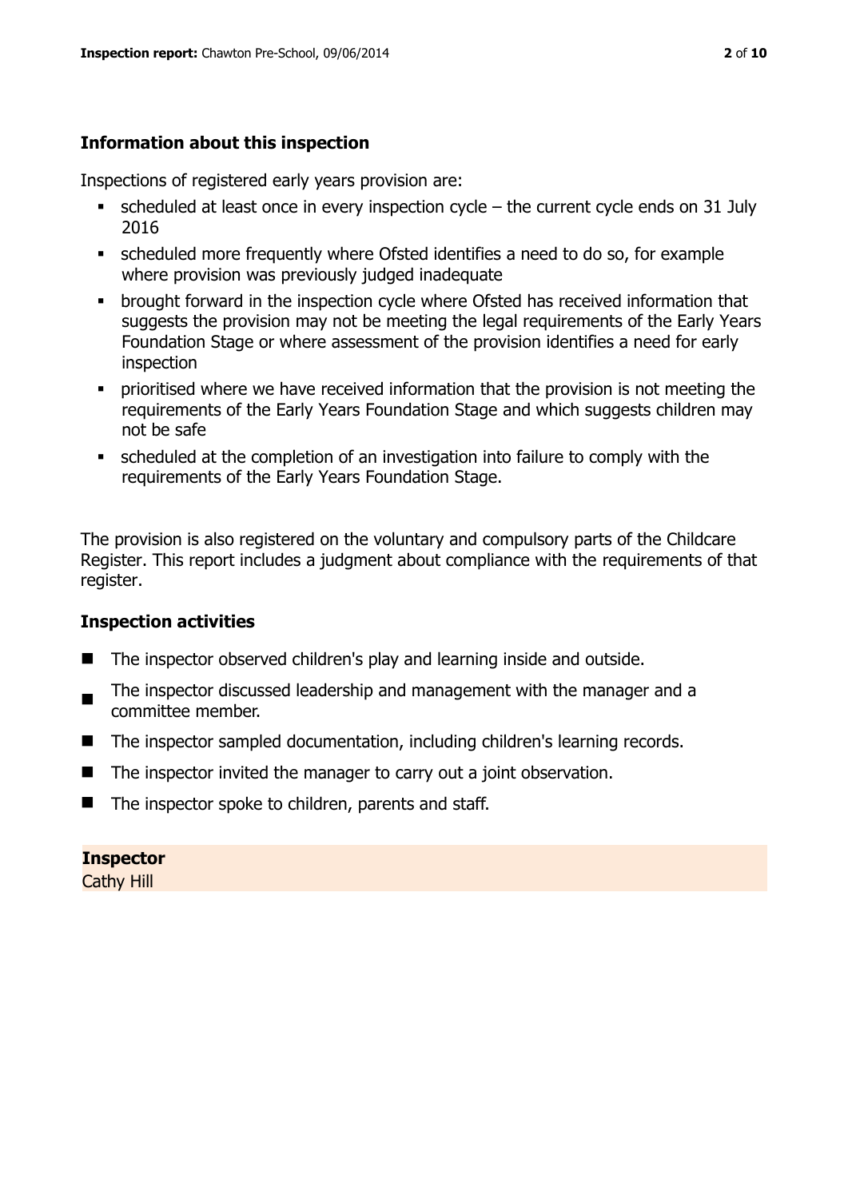### Information about this inspection

Inspections of registered early years provision are:

- scheduled at least once in every inspection cycle – the current cycle ends on 31 July 2016
- scheduled more frequently where Ofsted identifies a need to do so, for example where provision was previously judged inadequate
- brought forward in the inspection cycle where Ofsted has received information that suggests the provision may not be meeting the legal requirements of the Early Years Foundation Stage or where assessment of the provision identifies a need for early inspection
- prioritised where we have received information that the provision is not meeting the requirements of the Early Years Foundation Stage and which suggests children may not be safe
- scheduled at the completion of an investigation into failure to comply with the requirements of the Early Years Foundation Stage.

The provision is also registered on the voluntary and compulsory parts of the Childcare Register. This report includes a judgment about compliance with the requirements of that register.

### Inspection activities

- The inspector observed children's play and learning inside and outside.
- The inspector discussed leadership and management with the manager and a committee member.
- The inspector sampled documentation, including children's learning records.
- The inspector invited the manager to carry out a joint observation.
- The inspector spoke to children, parents and staff.

**Inspector**
Cathy Hill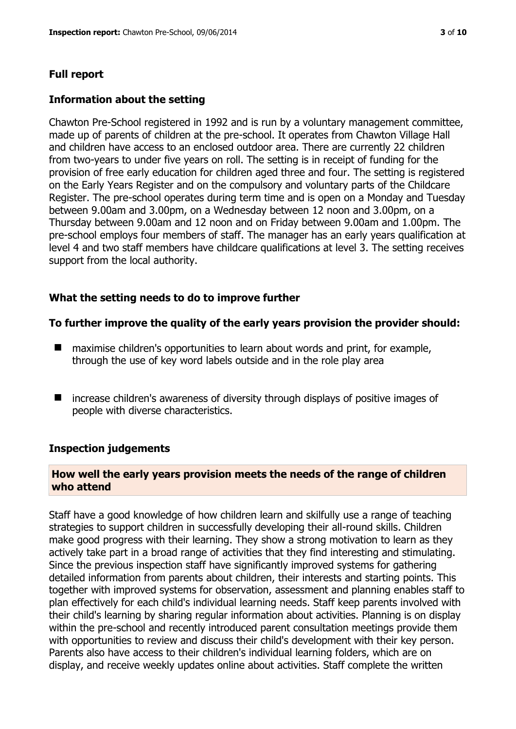## Full report

### Information about the setting

Chawton Pre-School registered in 1992 and is run by a voluntary management committee, made up of parents of children at the pre-school. It operates from Chawton Village Hall and children have access to an enclosed outdoor area. There are currently 22 children from two-years to under five years on roll. The setting is in receipt of funding for the provision of free early education for children aged three and four. The setting is registered on the Early Years Register and on the compulsory and voluntary parts of the Childcare Register. The pre-school operates during term time and is open on a Monday and Tuesday between 9.00am and 3.00pm, on a Wednesday between 12 noon and 3.00pm, on a Thursday between 9.00am and 12 noon and on Friday between 9.00am and 1.00pm. The pre-school employs four members of staff. The manager has an early years qualification at level 4 and two staff members have childcare qualifications at level 3. The setting receives support from the local authority.

### What the setting needs to do to improve further

#### To further improve the quality of the early years provision the provider should:

- maximise children's opportunities to learn about words and print, for example, through the use of key word labels outside and in the role play area
- increase children's awareness of diversity through displays of positive images of people with diverse characteristics.

### Inspection judgements

#### How well the early years provision meets the needs of the range of children who attend

Staff have a good knowledge of how children learn and skilfully use a range of teaching strategies to support children in successfully developing their all-round skills. Children make good progress with their learning. They show a strong motivation to learn as they actively take part in a broad range of activities that they find interesting and stimulating. Since the previous inspection staff have significantly improved systems for gathering detailed information from parents about children, their interests and starting points. This together with improved systems for observation, assessment and planning enables staff to plan effectively for each child's individual learning needs. Staff keep parents involved with their child's learning by sharing regular information about activities. Planning is on display within the pre-school and recently introduced parent consultation meetings provide them with opportunities to review and discuss their child's development with their key person. Parents also have access to their children's individual learning folders, which are on display, and receive weekly updates online about activities. Staff complete the written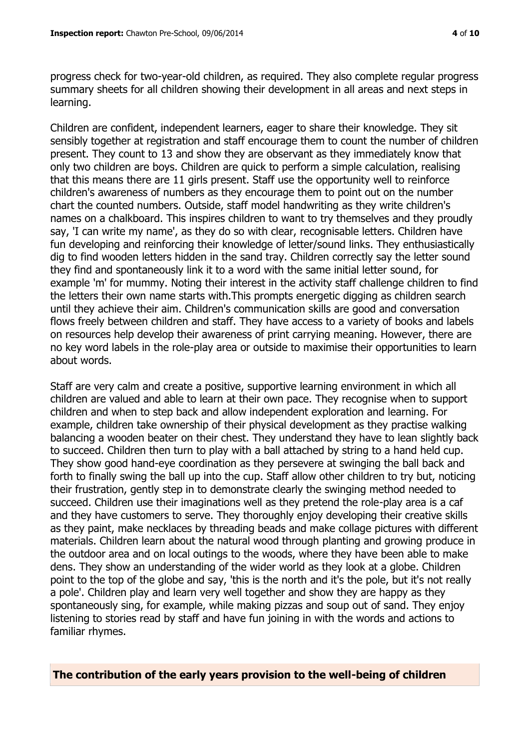progress check for two-year-old children, as required. They also complete regular progress summary sheets for all children showing their development in all areas and next steps in learning.

Children are confident, independent learners, eager to share their knowledge. They sit sensibly together at registration and staff encourage them to count the number of children present. They count to 13 and show they are observant as they immediately know that only two children are boys. Children are quick to perform a simple calculation, realising that this means there are 11 girls present. Staff use the opportunity well to reinforce children's awareness of numbers as they encourage them to point out on the number chart the counted numbers. Outside, staff model handwriting as they write children's names on a chalkboard. This inspires children to want to try themselves and they proudly say, 'I can write my name', as they do so with clear, recognisable letters. Children have fun developing and reinforcing their knowledge of letter/sound links. They enthusiastically dig to find wooden letters hidden in the sand tray. Children correctly say the letter sound they find and spontaneously link it to a word with the same initial letter sound, for example 'm' for mummy. Noting their interest in the activity staff challenge children to find the letters their own name starts with.This prompts energetic digging as children search until they achieve their aim. Children's communication skills are good and conversation flows freely between children and staff. They have access to a variety of books and labels on resources help develop their awareness of print carrying meaning. However, there are no key word labels in the role-play area or outside to maximise their opportunities to learn about words.

Staff are very calm and create a positive, supportive learning environment in which all children are valued and able to learn at their own pace. They recognise when to support children and when to step back and allow independent exploration and learning. For example, children take ownership of their physical development as they practise walking balancing a wooden beater on their chest. They understand they have to lean slightly back to succeed. Children then turn to play with a ball attached by string to a hand held cup. They show good hand-eye coordination as they persevere at swinging the ball back and forth to finally swing the ball up into the cup. Staff allow other children to try but, noticing their frustration, gently step in to demonstrate clearly the swinging method needed to succeed. Children use their imaginations well as they pretend the role-play area is a caf and they have customers to serve. They thoroughly enjoy developing their creative skills as they paint, make necklaces by threading beads and make collage pictures with different materials. Children learn about the natural wood through planting and growing produce in the outdoor area and on local outings to the woods, where they have been able to make dens. They show an understanding of the wider world as they look at a globe. Children point to the top of the globe and say, 'this is the north and it's the pole, but it's not really a pole'. Children play and learn very well together and show they are happy as they spontaneously sing, for example, while making pizzas and soup out of sand. They enjoy listening to stories read by staff and have fun joining in with the words and actions to familiar rhymes.

## The contribution of the early years provision to the well-being of children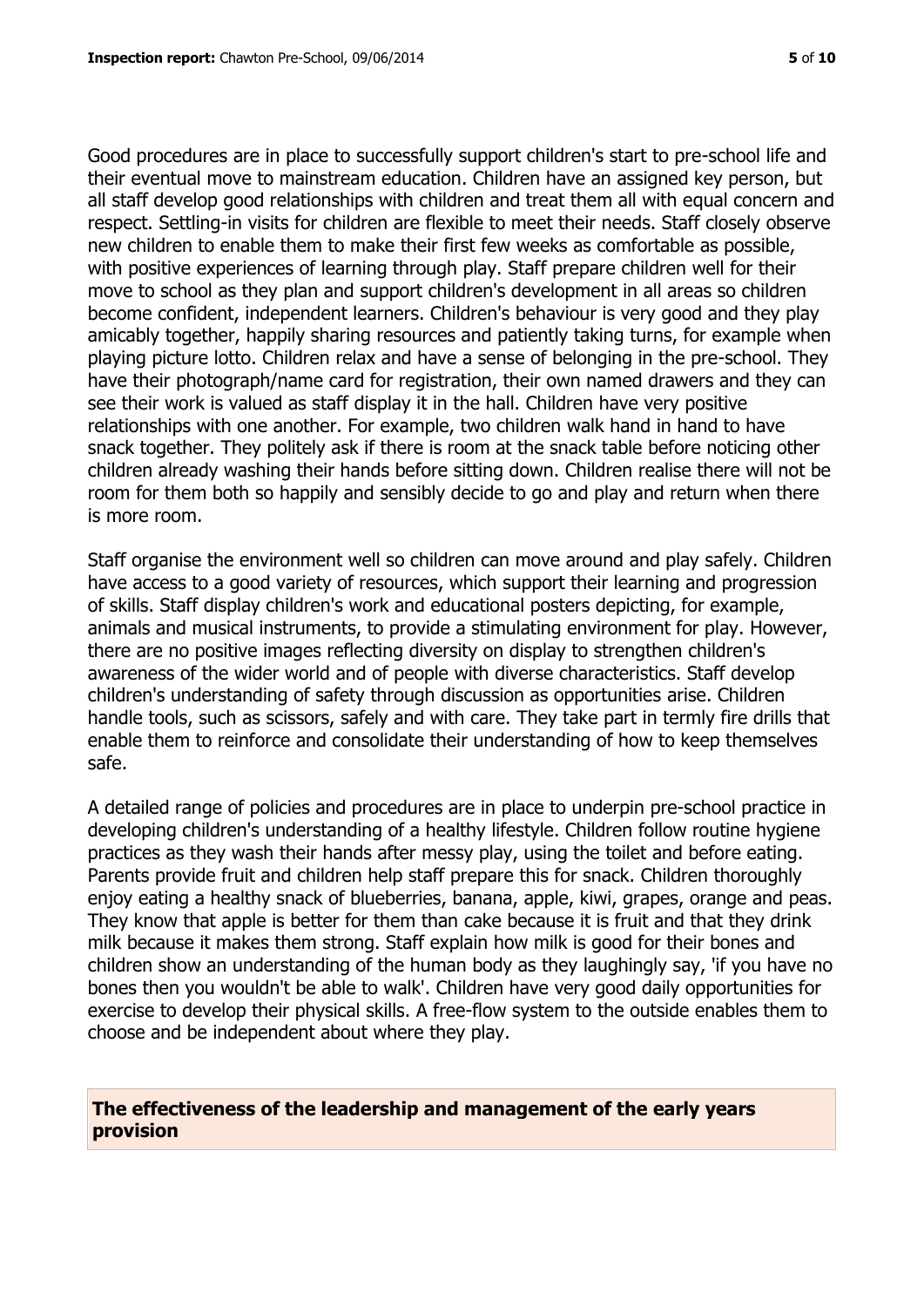Good procedures are in place to successfully support children's start to pre-school life and their eventual move to mainstream education. Children have an assigned key person, but all staff develop good relationships with children and treat them all with equal concern and respect. Settling-in visits for children are flexible to meet their needs. Staff closely observe new children to enable them to make their first few weeks as comfortable as possible, with positive experiences of learning through play. Staff prepare children well for their move to school as they plan and support children's development in all areas so children become confident, independent learners. Children's behaviour is very good and they play amicably together, happily sharing resources and patiently taking turns, for example when playing picture lotto. Children relax and have a sense of belonging in the pre-school. They have their photograph/name card for registration, their own named drawers and they can see their work is valued as staff display it in the hall. Children have very positive relationships with one another. For example, two children walk hand in hand to have snack together. They politely ask if there is room at the snack table before noticing other children already washing their hands before sitting down. Children realise there will not be room for them both so happily and sensibly decide to go and play and return when there is more room.

Staff organise the environment well so children can move around and play safely. Children have access to a good variety of resources, which support their learning and progression of skills. Staff display children's work and educational posters depicting, for example, animals and musical instruments, to provide a stimulating environment for play. However, there are no positive images reflecting diversity on display to strengthen children's awareness of the wider world and of people with diverse characteristics. Staff develop children's understanding of safety through discussion as opportunities arise. Children handle tools, such as scissors, safely and with care. They take part in termly fire drills that enable them to reinforce and consolidate their understanding of how to keep themselves safe.

A detailed range of policies and procedures are in place to underpin pre-school practice in developing children's understanding of a healthy lifestyle. Children follow routine hygiene practices as they wash their hands after messy play, using the toilet and before eating. Parents provide fruit and children help staff prepare this for snack. Children thoroughly enjoy eating a healthy snack of blueberries, banana, apple, kiwi, grapes, orange and peas. They know that apple is better for them than cake because it is fruit and that they drink milk because it makes them strong. Staff explain how milk is good for their bones and children show an understanding of the human body as they laughingly say, 'if you have no bones then you wouldn't be able to walk'. Children have very good daily opportunities for exercise to develop their physical skills. A free-flow system to the outside enables them to choose and be independent about where they play.

## The effectiveness of the leadership and management of the early years provision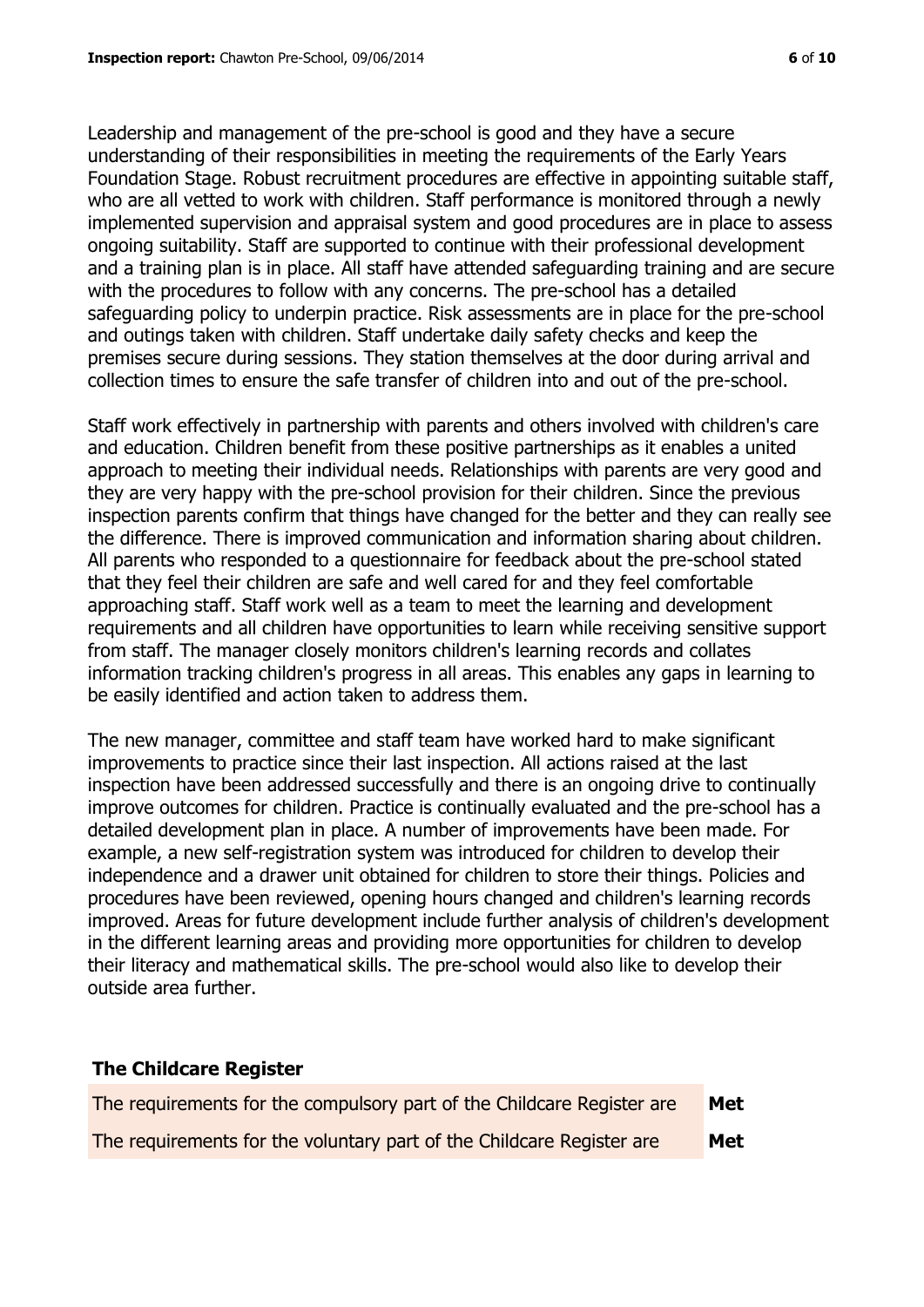Leadership and management of the pre-school is good and they have a secure understanding of their responsibilities in meeting the requirements of the Early Years Foundation Stage. Robust recruitment procedures are effective in appointing suitable staff, who are all vetted to work with children. Staff performance is monitored through a newly implemented supervision and appraisal system and good procedures are in place to assess ongoing suitability. Staff are supported to continue with their professional development and a training plan is in place. All staff have attended safeguarding training and are secure with the procedures to follow with any concerns. The pre-school has a detailed safeguarding policy to underpin practice. Risk assessments are in place for the pre-school and outings taken with children. Staff undertake daily safety checks and keep the premises secure during sessions. They station themselves at the door during arrival and collection times to ensure the safe transfer of children into and out of the pre-school.

Staff work effectively in partnership with parents and others involved with children's care and education. Children benefit from these positive partnerships as it enables a united approach to meeting their individual needs. Relationships with parents are very good and they are very happy with the pre-school provision for their children. Since the previous inspection parents confirm that things have changed for the better and they can really see the difference. There is improved communication and information sharing about children. All parents who responded to a questionnaire for feedback about the pre-school stated that they feel their children are safe and well cared for and they feel comfortable approaching staff. Staff work well as a team to meet the learning and development requirements and all children have opportunities to learn while receiving sensitive support from staff. The manager closely monitors children's learning records and collates information tracking children's progress in all areas. This enables any gaps in learning to be easily identified and action taken to address them.

The new manager, committee and staff team have worked hard to make significant improvements to practice since their last inspection. All actions raised at the last inspection have been addressed successfully and there is an ongoing drive to continually improve outcomes for children. Practice is continually evaluated and the pre-school has a detailed development plan in place. A number of improvements have been made. For example, a new self-registration system was introduced for children to develop their independence and a drawer unit obtained for children to store their things. Policies and procedures have been reviewed, opening hours changed and children's learning records improved. Areas for future development include further analysis of children's development in the different learning areas and providing more opportunities for children to develop their literacy and mathematical skills. The pre-school would also like to develop their outside area further.

## The Childcare Register

| | |
|---|---|
| The requirements for the compulsory part of the Childcare Register are | **Met** |
| The requirements for the voluntary part of the Childcare Register are | **Met** |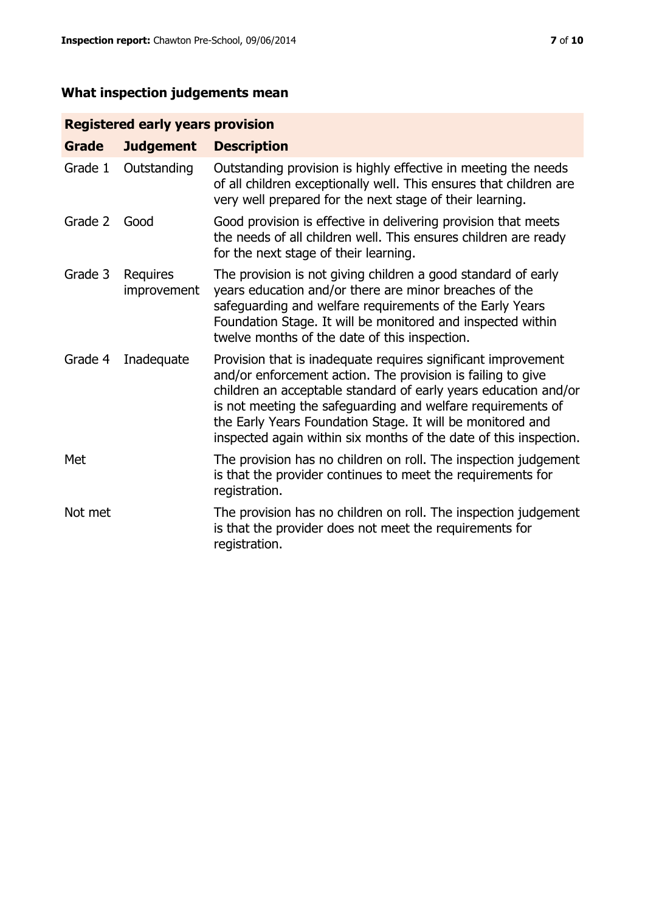## What inspection judgements mean

| Registered early years provision | | |
|---|---|---|
| **Grade** | **Judgement** | **Description** |
| Grade 1 | Outstanding | Outstanding provision is highly effective in meeting the needs of all children exceptionally well. This ensures that children are very well prepared for the next stage of their learning. |
| Grade 2 | Good | Good provision is effective in delivering provision that meets the needs of all children well. This ensures children are ready for the next stage of their learning. |
| Grade 3 | Requires improvement | The provision is not giving children a good standard of early years education and/or there are minor breaches of the safeguarding and welfare requirements of the Early Years Foundation Stage. It will be monitored and inspected within twelve months of the date of this inspection. |
| Grade 4 | Inadequate | Provision that is inadequate requires significant improvement and/or enforcement action. The provision is failing to give children an acceptable standard of early years education and/or is not meeting the safeguarding and welfare requirements of the Early Years Foundation Stage. It will be monitored and inspected again within six months of the date of this inspection. |
| Met | | The provision has no children on roll. The inspection judgement is that the provider continues to meet the requirements for registration. |
| Not met | | The provision has no children on roll. The inspection judgement is that the provider does not meet the requirements for registration. |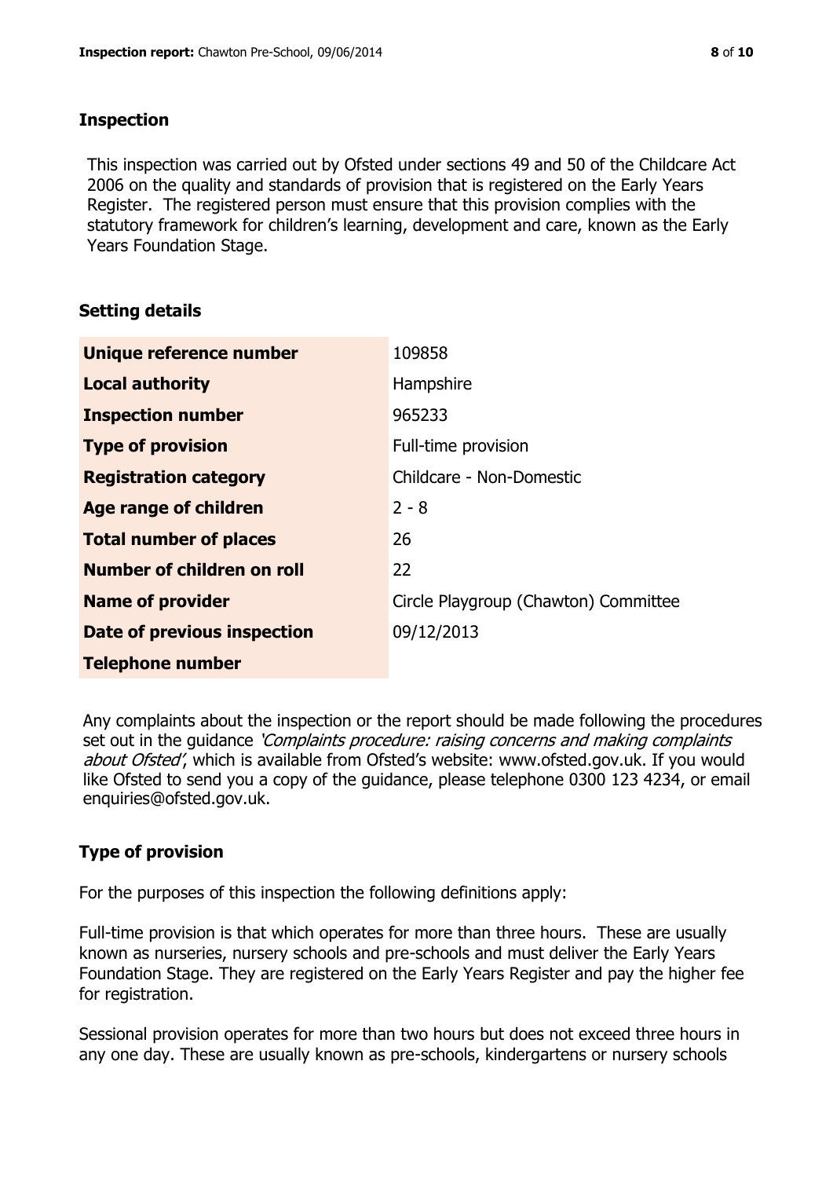## Inspection

This inspection was carried out by Ofsted under sections 49 and 50 of the Childcare Act 2006 on the quality and standards of provision that is registered on the Early Years Register. The registered person must ensure that this provision complies with the statutory framework for children's learning, development and care, known as the Early Years Foundation Stage.

## Setting details

| | |
|---|---|
| **Unique reference number** | 109858 |
| **Local authority** | Hampshire |
| **Inspection number** | 965233 |
| **Type of provision** | Full-time provision |
| **Registration category** | Childcare - Non-Domestic |
| **Age range of children** | 2 - 8 |
| **Total number of places** | 26 |
| **Number of children on roll** | 22 |
| **Name of provider** | Circle Playgroup (Chawton) Committee |
| **Date of previous inspection** | 09/12/2013 |
| **Telephone number** | |

Any complaints about the inspection or the report should be made following the procedures set out in the guidance *'Complaints procedure: raising concerns and making complaints about Ofsted'*, which is available from Ofsted's website: www.ofsted.gov.uk. If you would like Ofsted to send you a copy of the guidance, please telephone 0300 123 4234, or email enquiries@ofsted.gov.uk.

## Type of provision

For the purposes of this inspection the following definitions apply:

Full-time provision is that which operates for more than three hours. These are usually known as nurseries, nursery schools and pre-schools and must deliver the Early Years Foundation Stage. They are registered on the Early Years Register and pay the higher fee for registration.

Sessional provision operates for more than two hours but does not exceed three hours in any one day. These are usually known as pre-schools, kindergartens or nursery schools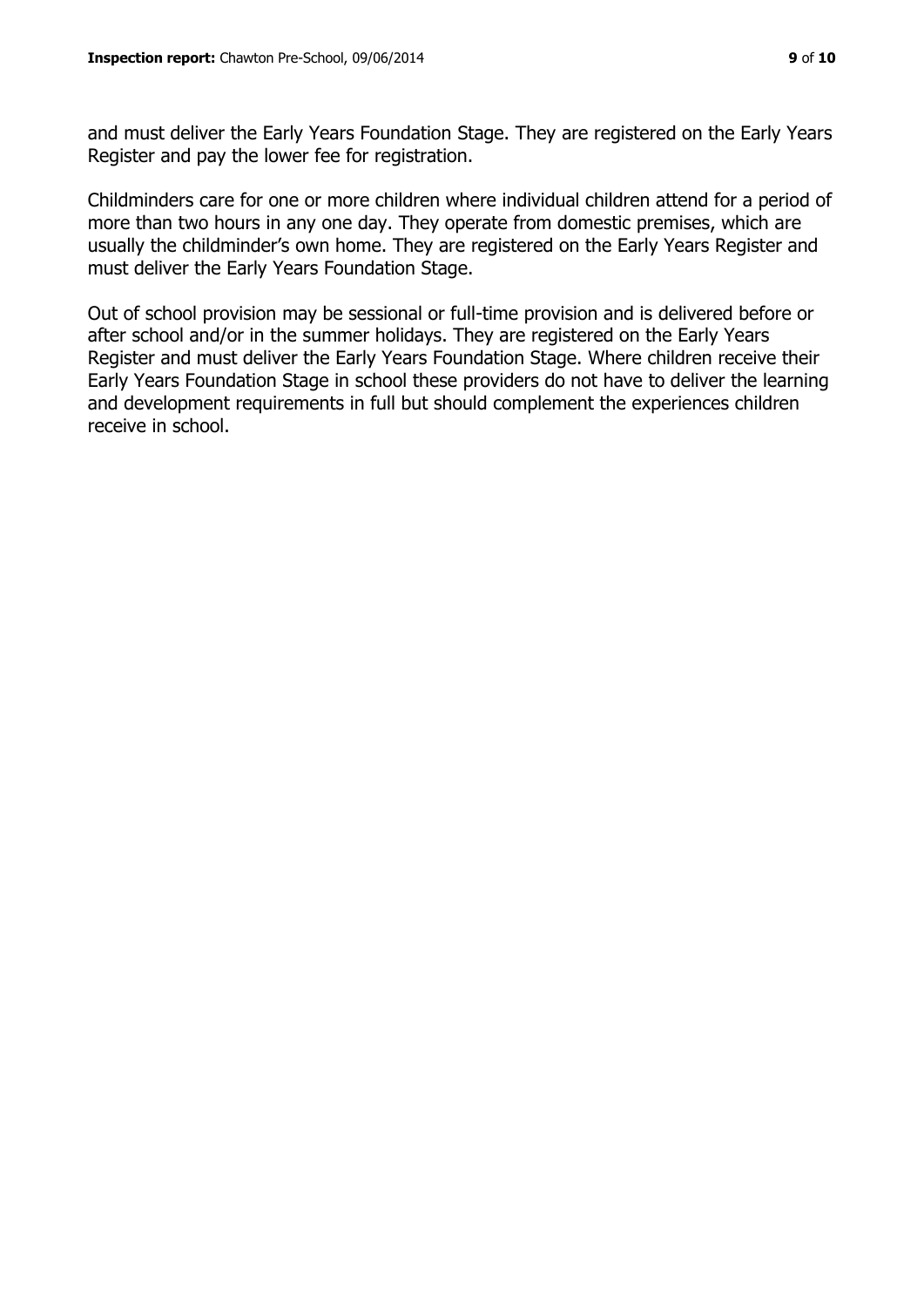and must deliver the Early Years Foundation Stage. They are registered on the Early Years Register and pay the lower fee for registration.

Childminders care for one or more children where individual children attend for a period of more than two hours in any one day. They operate from domestic premises, which are usually the childminder's own home. They are registered on the Early Years Register and must deliver the Early Years Foundation Stage.

Out of school provision may be sessional or full-time provision and is delivered before or after school and/or in the summer holidays. They are registered on the Early Years Register and must deliver the Early Years Foundation Stage. Where children receive their Early Years Foundation Stage in school these providers do not have to deliver the learning and development requirements in full but should complement the experiences children receive in school.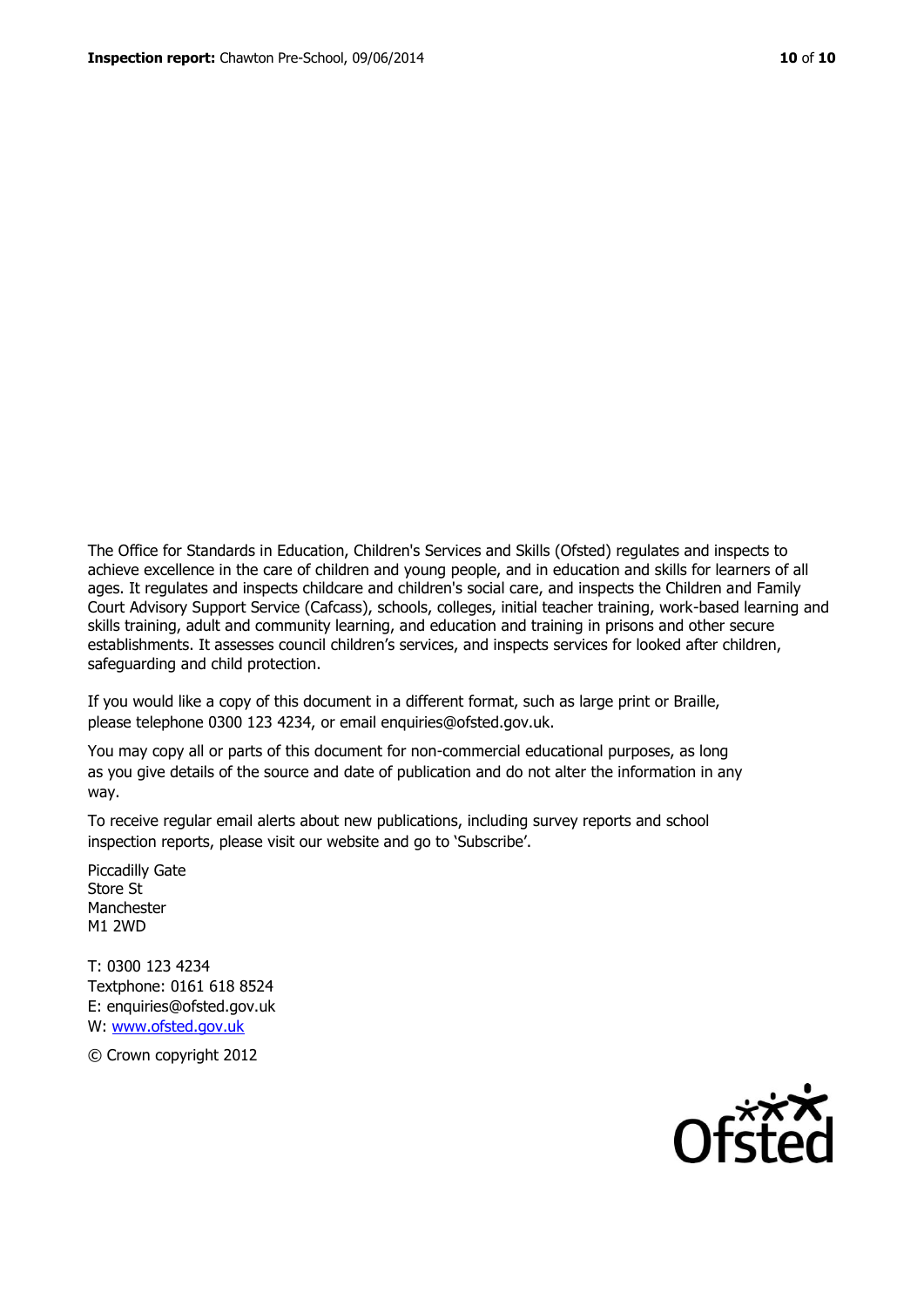The Office for Standards in Education, Children's Services and Skills (Ofsted) regulates and inspects to achieve excellence in the care of children and young people, and in education and skills for learners of all ages. It regulates and inspects childcare and children's social care, and inspects the Children and Family Court Advisory Support Service (Cafcass), schools, colleges, initial teacher training, work-based learning and skills training, adult and community learning, and education and training in prisons and other secure establishments. It assesses council children's services, and inspects services for looked after children, safeguarding and child protection.

If you would like a copy of this document in a different format, such as large print or Braille, please telephone 0300 123 4234, or email enquiries@ofsted.gov.uk.

You may copy all or parts of this document for non-commercial educational purposes, as long as you give details of the source and date of publication and do not alter the information in any way.

To receive regular email alerts about new publications, including survey reports and school inspection reports, please visit our website and go to 'Subscribe'.

Piccadilly Gate
Store St
Manchester
M1 2WD

T: 0300 123 4234
Textphone: 0161 618 8524
E: enquiries@ofsted.gov.uk
W: www.ofsted.gov.uk

© Crown copyright 2012

Ofsted